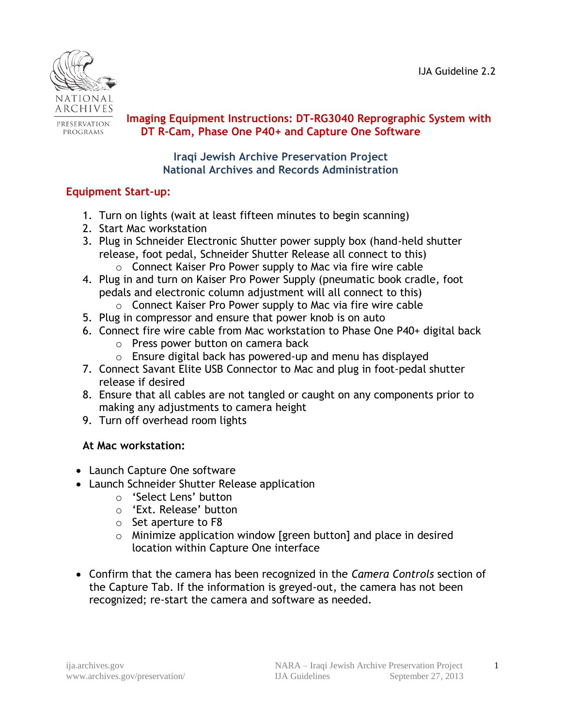IJA Guideline 2.2

# Imaging Equipment Instructions: DT-RG3040 Reprographic System with DT R-Cam, Phase One P40+ and Capture One Software

## Iraqi Jewish Archive Preservation Project
## National Archives and Records Administration

## Equipment Start-up:

1. Turn on lights (wait at least fifteen minutes to begin scanning)
2. Start Mac workstation
3. Plug in Schneider Electronic Shutter power supply box (hand-held shutter release, foot pedal, Schneider Shutter Release all connect to this)
   - Connect Kaiser Pro Power supply to Mac via fire wire cable
4. Plug in and turn on Kaiser Pro Power Supply (pneumatic book cradle, foot pedals and electronic column adjustment will all connect to this)
   - Connect Kaiser Pro Power supply to Mac via fire wire cable
5. Plug in compressor and ensure that power knob is on auto
6. Connect fire wire cable from Mac workstation to Phase One P40+ digital back
   - Press power button on camera back
   - Ensure digital back has powered-up and menu has displayed
7. Connect Savant Elite USB Connector to Mac and plug in foot-pedal shutter release if desired
8. Ensure that all cables are not tangled or caught on any components prior to making any adjustments to camera height
9. Turn off overhead room lights

**At Mac workstation:**

- Launch Capture One software
- Launch Schneider Shutter Release application
  - 'Select Lens' button
  - 'Ext. Release' button
  - Set aperture to F8
  - Minimize application window [green button] and place in desired location within Capture One interface
- Confirm that the camera has been recognized in the *Camera Controls* section of the Capture Tab. If the information is greyed-out, the camera has not been recognized; re-start the camera and software as needed.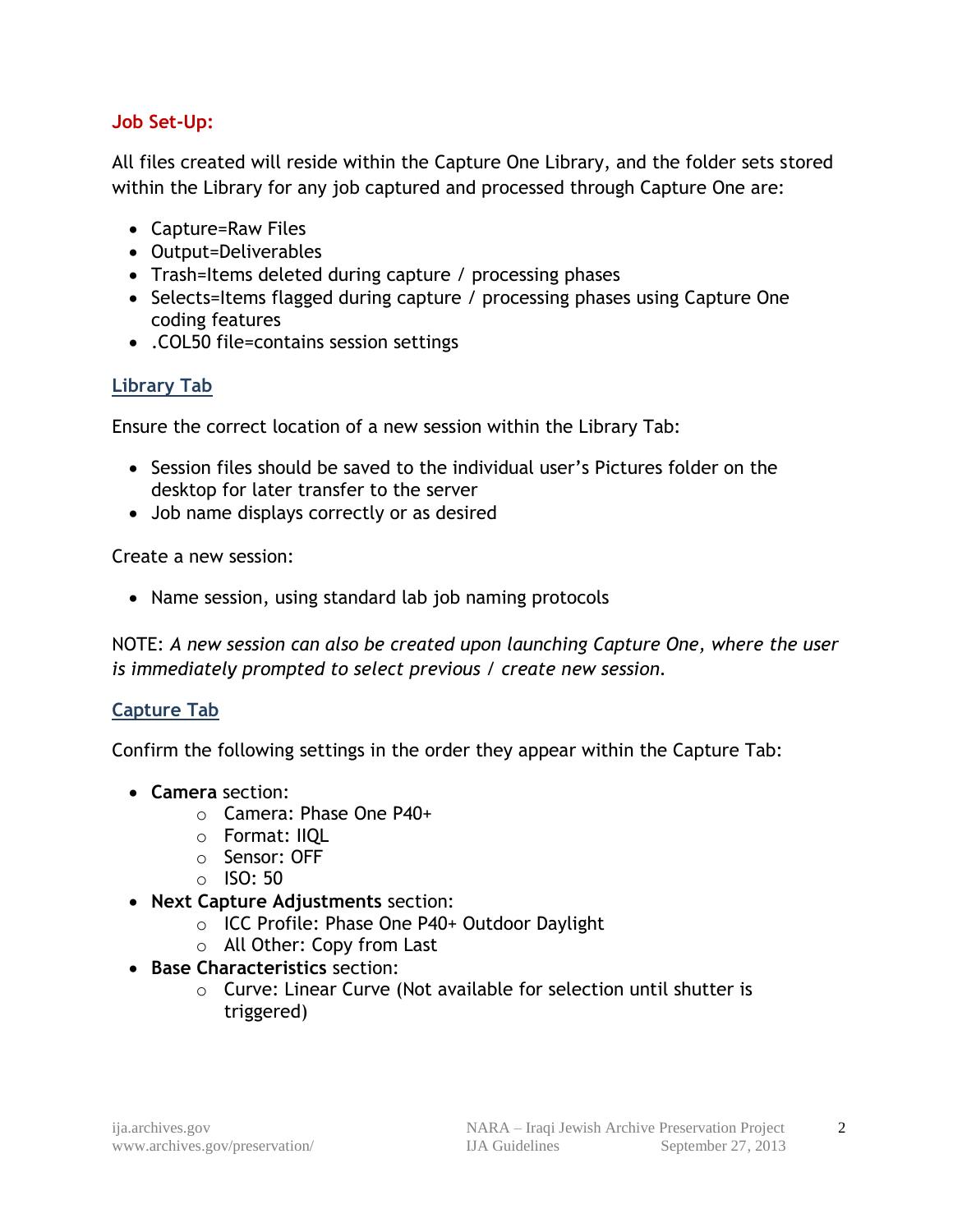## Job Set-Up:

All files created will reside within the Capture One Library, and the folder sets stored within the Library for any job captured and processed through Capture One are:

- Capture=Raw Files
- Output=Deliverables
- Trash=Items deleted during capture / processing phases
- Selects=Items flagged during capture / processing phases using Capture One coding features
- .COL50 file=contains session settings

### Library Tab

Ensure the correct location of a new session within the Library Tab:

- Session files should be saved to the individual user's Pictures folder on the desktop for later transfer to the server
- Job name displays correctly or as desired

Create a new session:

- Name session, using standard lab job naming protocols

NOTE: *A new session can also be created upon launching Capture One, where the user is immediately prompted to select previous / create new session.*

### Capture Tab

Confirm the following settings in the order they appear within the Capture Tab:

- **Camera** section:
  - Camera: Phase One P40+
  - Format: IIQL
  - Sensor: OFF
  - ISO: 50
- **Next Capture Adjustments** section:
  - ICC Profile: Phase One P40+ Outdoor Daylight
  - All Other: Copy from Last
- **Base Characteristics** section:
  - Curve: Linear Curve (Not available for selection until shutter is triggered)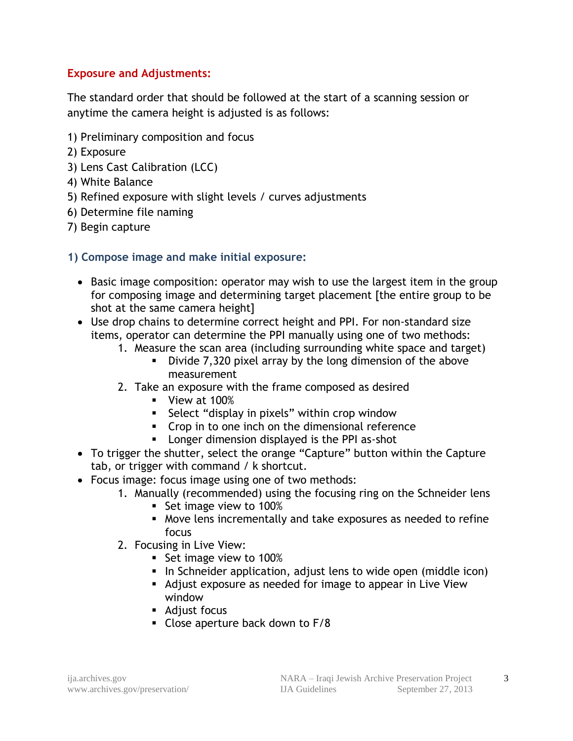## Exposure and Adjustments:

The standard order that should be followed at the start of a scanning session or anytime the camera height is adjusted is as follows:

1) Preliminary composition and focus
2) Exposure
3) Lens Cast Calibration (LCC)
4) White Balance
5) Refined exposure with slight levels / curves adjustments
6) Determine file naming
7) Begin capture

### 1) Compose image and make initial exposure:

- Basic image composition: operator may wish to use the largest item in the group for composing image and determining target placement [the entire group to be shot at the same camera height]
- Use drop chains to determine correct height and PPI. For non-standard size items, operator can determine the PPI manually using one of two methods:
    1. Measure the scan area (including surrounding white space and target)
        - Divide 7,320 pixel array by the long dimension of the above measurement
    2. Take an exposure with the frame composed as desired
        - View at 100%
        - Select “display in pixels” within crop window
        - Crop in to one inch on the dimensional reference
        - Longer dimension displayed is the PPI as-shot
- To trigger the shutter, select the orange “Capture” button within the Capture tab, or trigger with command / k shortcut.
- Focus image: focus image using one of two methods:
    1. Manually (recommended) using the focusing ring on the Schneider lens
        - Set image view to 100%
        - Move lens incrementally and take exposures as needed to refine focus
    2. Focusing in Live View:
        - Set image view to 100%
        - In Schneider application, adjust lens to wide open (middle icon)
        - Adjust exposure as needed for image to appear in Live View window
        - Adjust focus
        - Close aperture back down to F/8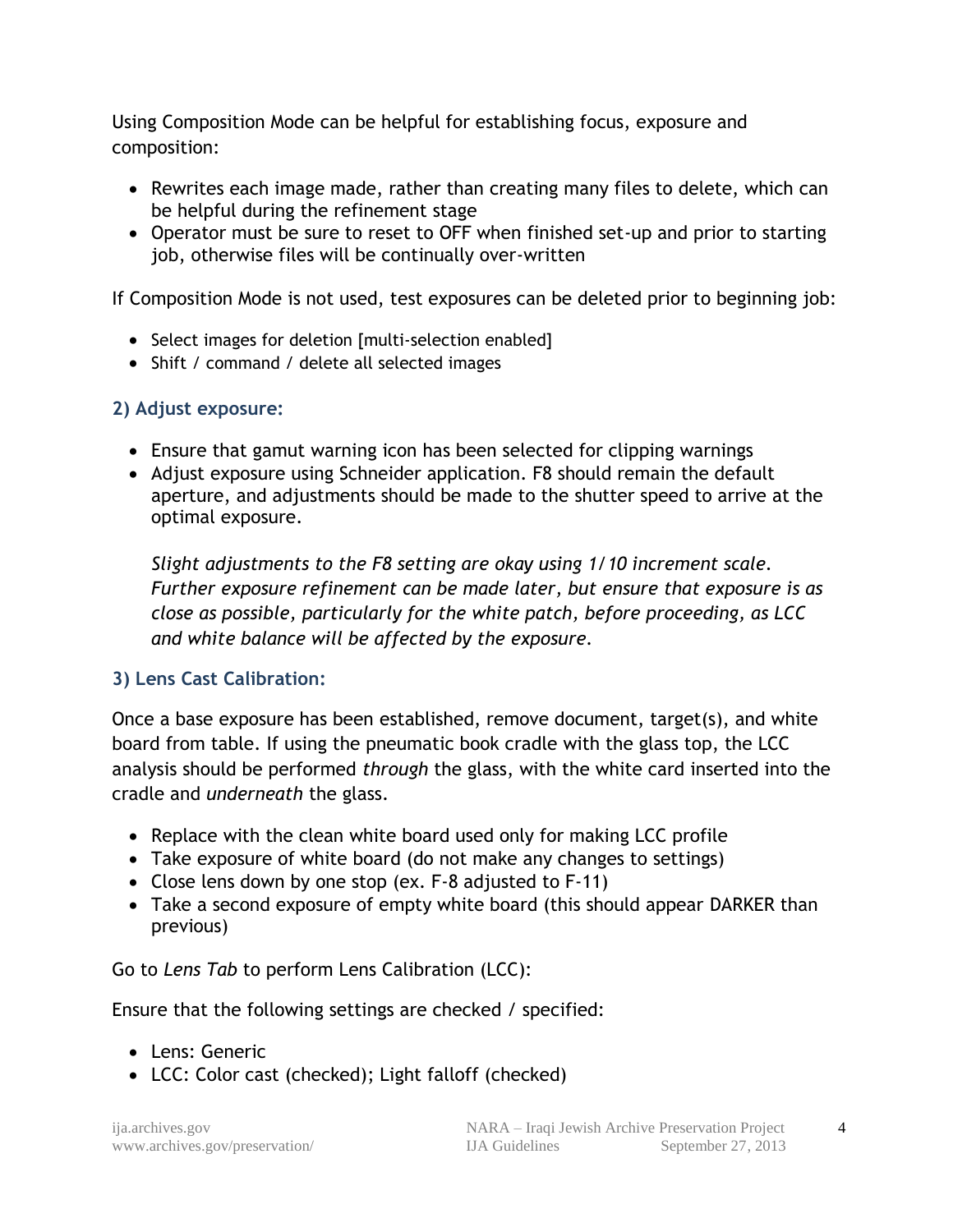Using Composition Mode can be helpful for establishing focus, exposure and composition:

- Rewrites each image made, rather than creating many files to delete, which can be helpful during the refinement stage
- Operator must be sure to reset to OFF when finished set-up and prior to starting job, otherwise files will be continually over-written

If Composition Mode is not used, test exposures can be deleted prior to beginning job:

- Select images for deletion [multi-selection enabled]
- Shift / command / delete all selected images

### 2) Adjust exposure:

- Ensure that gamut warning icon has been selected for clipping warnings
- Adjust exposure using Schneider application. F8 should remain the default aperture, and adjustments should be made to the shutter speed to arrive at the optimal exposure.

  *Slight adjustments to the F8 setting are okay using 1/10 increment scale. Further exposure refinement can be made later, but ensure that exposure is as close as possible, particularly for the white patch, before proceeding, as LCC and white balance will be affected by the exposure.*

### 3) Lens Cast Calibration:

Once a base exposure has been established, remove document, target(s), and white board from table. If using the pneumatic book cradle with the glass top, the LCC analysis should be performed *through* the glass, with the white card inserted into the cradle and *underneath* the glass.

- Replace with the clean white board used only for making LCC profile
- Take exposure of white board (do not make any changes to settings)
- Close lens down by one stop (ex. F-8 adjusted to F-11)
- Take a second exposure of empty white board (this should appear DARKER than previous)

Go to *Lens Tab* to perform Lens Calibration (LCC):

Ensure that the following settings are checked / specified:

- Lens: Generic
- LCC: Color cast (checked); Light falloff (checked)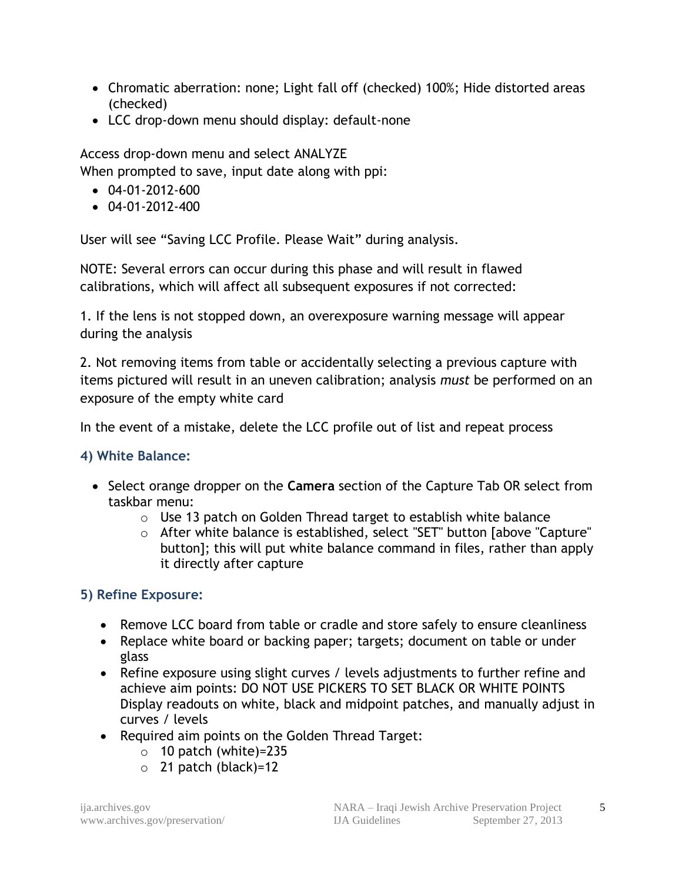- Chromatic aberration: none; Light fall off (checked) 100%; Hide distorted areas (checked)
- LCC drop-down menu should display: default-none

Access drop-down menu and select ANALYZE
When prompted to save, input date along with ppi:

- 04-01-2012-600
- 04-01-2012-400

User will see “Saving LCC Profile. Please Wait” during analysis.

NOTE: Several errors can occur during this phase and will result in flawed calibrations, which will affect all subsequent exposures if not corrected:

1. If the lens is not stopped down, an overexposure warning message will appear during the analysis

2. Not removing items from table or accidentally selecting a previous capture with items pictured will result in an uneven calibration; analysis *must* be performed on an exposure of the empty white card

In the event of a mistake, delete the LCC profile out of list and repeat process

### 4) White Balance:

- Select orange dropper on the **Camera** section of the Capture Tab OR select from taskbar menu:
  - Use 13 patch on Golden Thread target to establish white balance
  - After white balance is established, select "SET" button [above "Capture" button]; this will put white balance command in files, rather than apply it directly after capture

### 5) Refine Exposure:

- Remove LCC board from table or cradle and store safely to ensure cleanliness
- Replace white board or backing paper; targets; document on table or under glass
- Refine exposure using slight curves / levels adjustments to further refine and achieve aim points: DO NOT USE PICKERS TO SET BLACK OR WHITE POINTS Display readouts on white, black and midpoint patches, and manually adjust in curves / levels
- Required aim points on the Golden Thread Target:
  - 10 patch (white)=235
  - 21 patch (black)=12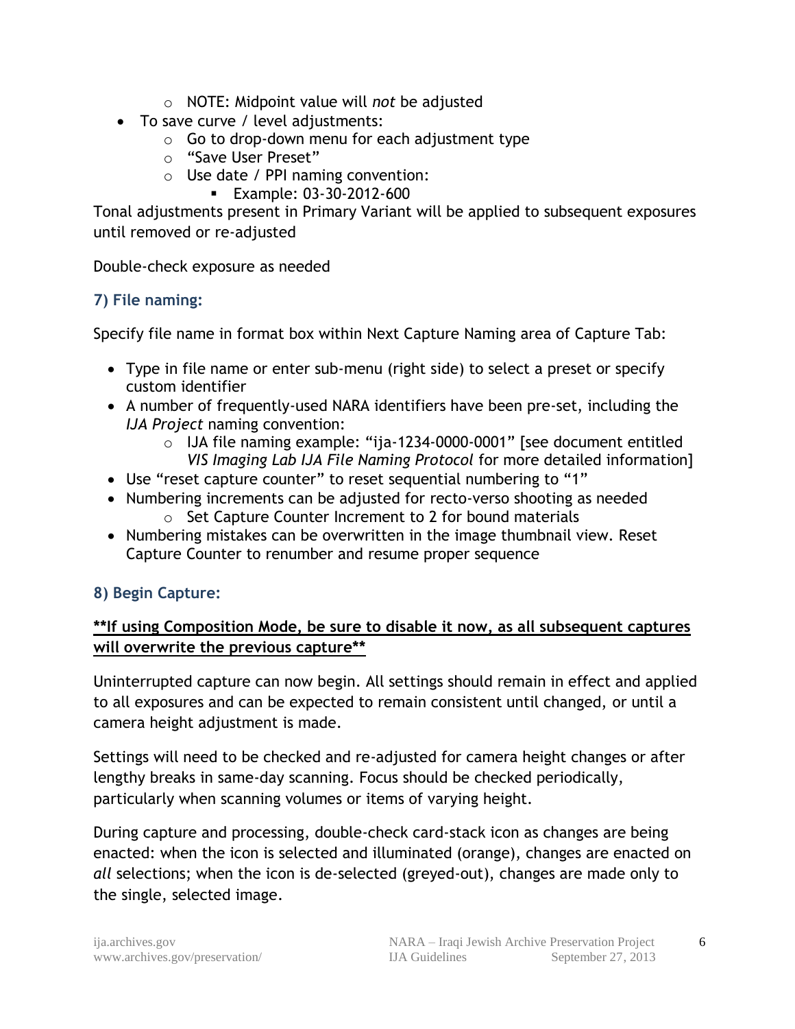- NOTE: Midpoint value will *not* be adjusted
- To save curve / level adjustments:
    - Go to drop-down menu for each adjustment type
    - "Save User Preset"
    - Use date / PPI naming convention:
        - Example: 03-30-2012-600

Tonal adjustments present in Primary Variant will be applied to subsequent exposures until removed or re-adjusted

Double-check exposure as needed

### 7) File naming:

Specify file name in format box within Next Capture Naming area of Capture Tab:

- Type in file name or enter sub-menu (right side) to select a preset or specify custom identifier
- A number of frequently-used NARA identifiers have been pre-set, including the *IJA Project* naming convention:
    - IJA file naming example: "ija-1234-0000-0001" [see document entitled *VIS Imaging Lab IJA File Naming Protocol* for more detailed information]
- Use "reset capture counter" to reset sequential numbering to "1"
- Numbering increments can be adjusted for recto-verso shooting as needed
    - Set Capture Counter Increment to 2 for bound materials
- Numbering mistakes can be overwritten in the image thumbnail view. Reset Capture Counter to renumber and resume proper sequence

### 8) Begin Capture:

**<u>**If using Composition Mode, be sure to disable it now, as all subsequent captures will overwrite the previous capture**</u>**

Uninterrupted capture can now begin. All settings should remain in effect and applied to all exposures and can be expected to remain consistent until changed, or until a camera height adjustment is made.

Settings will need to be checked and re-adjusted for camera height changes or after lengthy breaks in same-day scanning. Focus should be checked periodically, particularly when scanning volumes or items of varying height.

During capture and processing, double-check card-stack icon as changes are being enacted: when the icon is selected and illuminated (orange), changes are enacted on *all* selections; when the icon is de-selected (greyed-out), changes are made only to the single, selected image.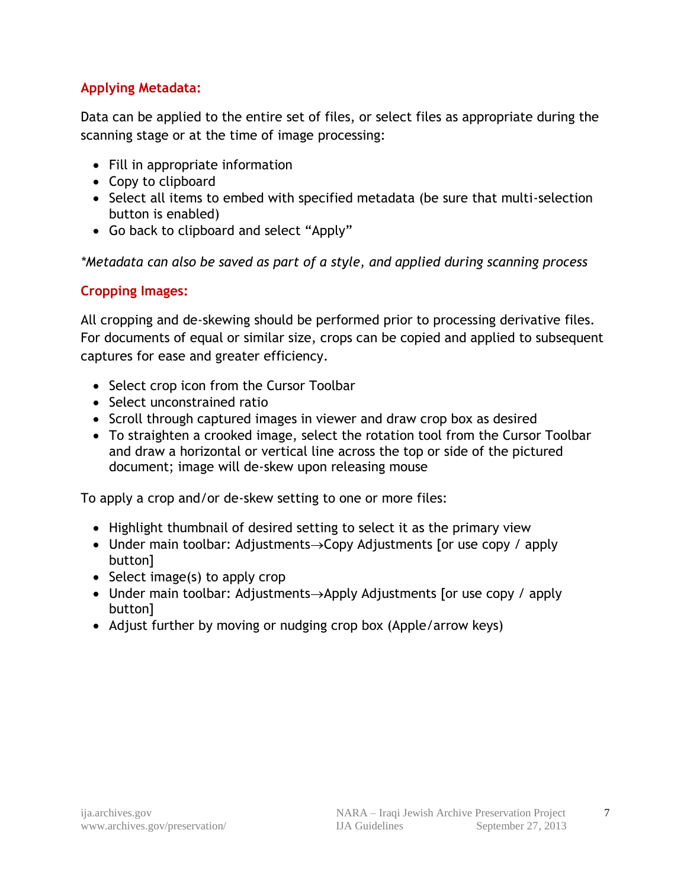### Applying Metadata:

Data can be applied to the entire set of files, or select files as appropriate during the scanning stage or at the time of image processing:

- Fill in appropriate information
- Copy to clipboard
- Select all items to embed with specified metadata (be sure that multi-selection button is enabled)
- Go back to clipboard and select “Apply”

*\*Metadata can also be saved as part of a style, and applied during scanning process*

### Cropping Images:

All cropping and de-skewing should be performed prior to processing derivative files. For documents of equal or similar size, crops can be copied and applied to subsequent captures for ease and greater efficiency.

- Select crop icon from the Cursor Toolbar
- Select unconstrained ratio
- Scroll through captured images in viewer and draw crop box as desired
- To straighten a crooked image, select the rotation tool from the Cursor Toolbar and draw a horizontal or vertical line across the top or side of the pictured document; image will de-skew upon releasing mouse

To apply a crop and/or de-skew setting to one or more files:

- Highlight thumbnail of desired setting to select it as the primary view
- Under main toolbar: Adjustments→Copy Adjustments [or use copy / apply button]
- Select image(s) to apply crop
- Under main toolbar: Adjustments→Apply Adjustments [or use copy / apply button]
- Adjust further by moving or nudging crop box (Apple/arrow keys)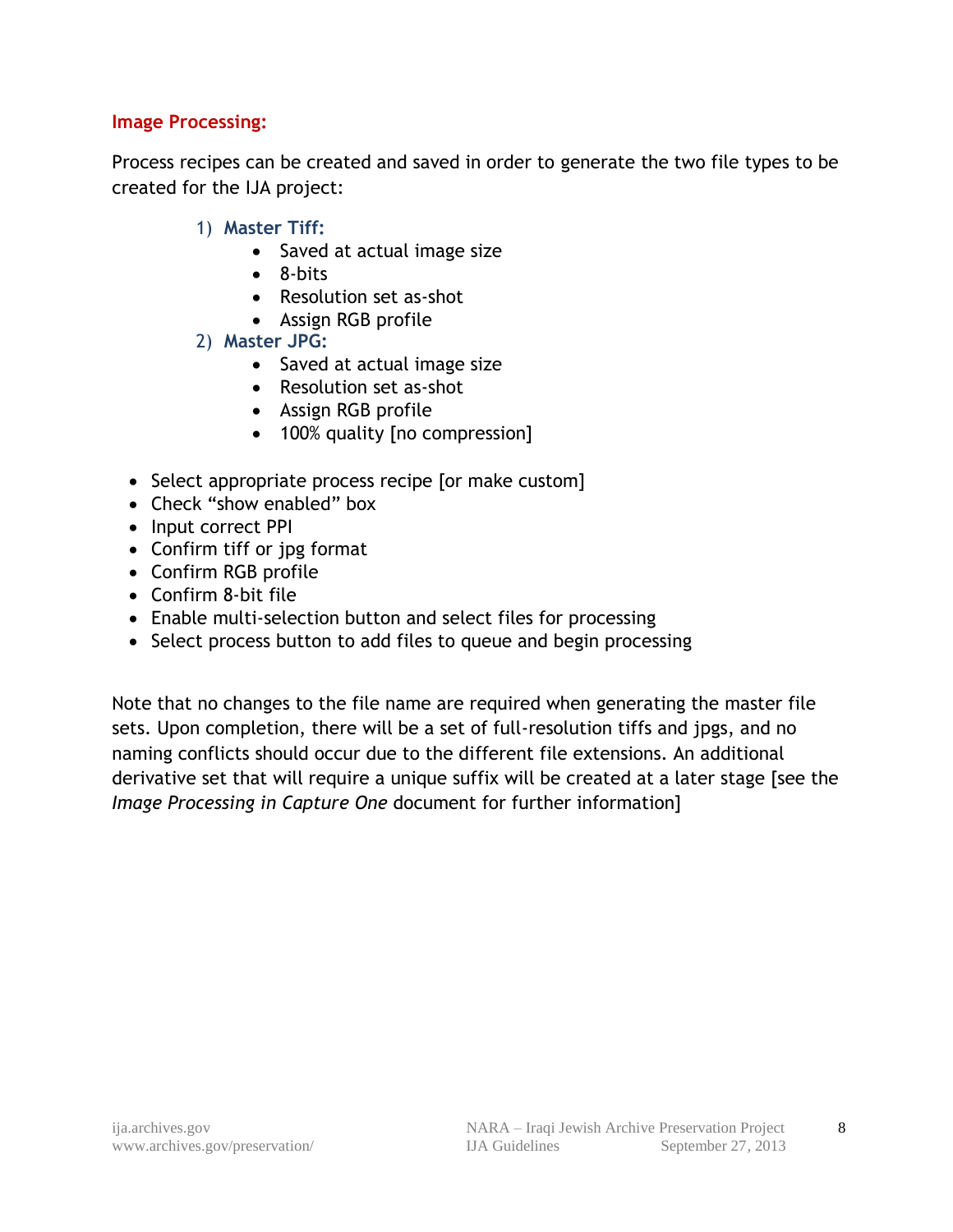## Image Processing:

Process recipes can be created and saved in order to generate the two file types to be created for the IJA project:

1) **Master Tiff:**
    - Saved at actual image size
    - 8-bits
    - Resolution set as-shot
    - Assign RGB profile
2) **Master JPG:**
    - Saved at actual image size
    - Resolution set as-shot
    - Assign RGB profile
    - 100% quality [no compression]

- Select appropriate process recipe [or make custom]
- Check “show enabled” box
- Input correct PPI
- Confirm tiff or jpg format
- Confirm RGB profile
- Confirm 8-bit file
- Enable multi-selection button and select files for processing
- Select process button to add files to queue and begin processing

Note that no changes to the file name are required when generating the master file sets. Upon completion, there will be a set of full-resolution tiffs and jpgs, and no naming conflicts should occur due to the different file extensions. An additional derivative set that will require a unique suffix will be created at a later stage [see the *Image Processing in Capture One* document for further information]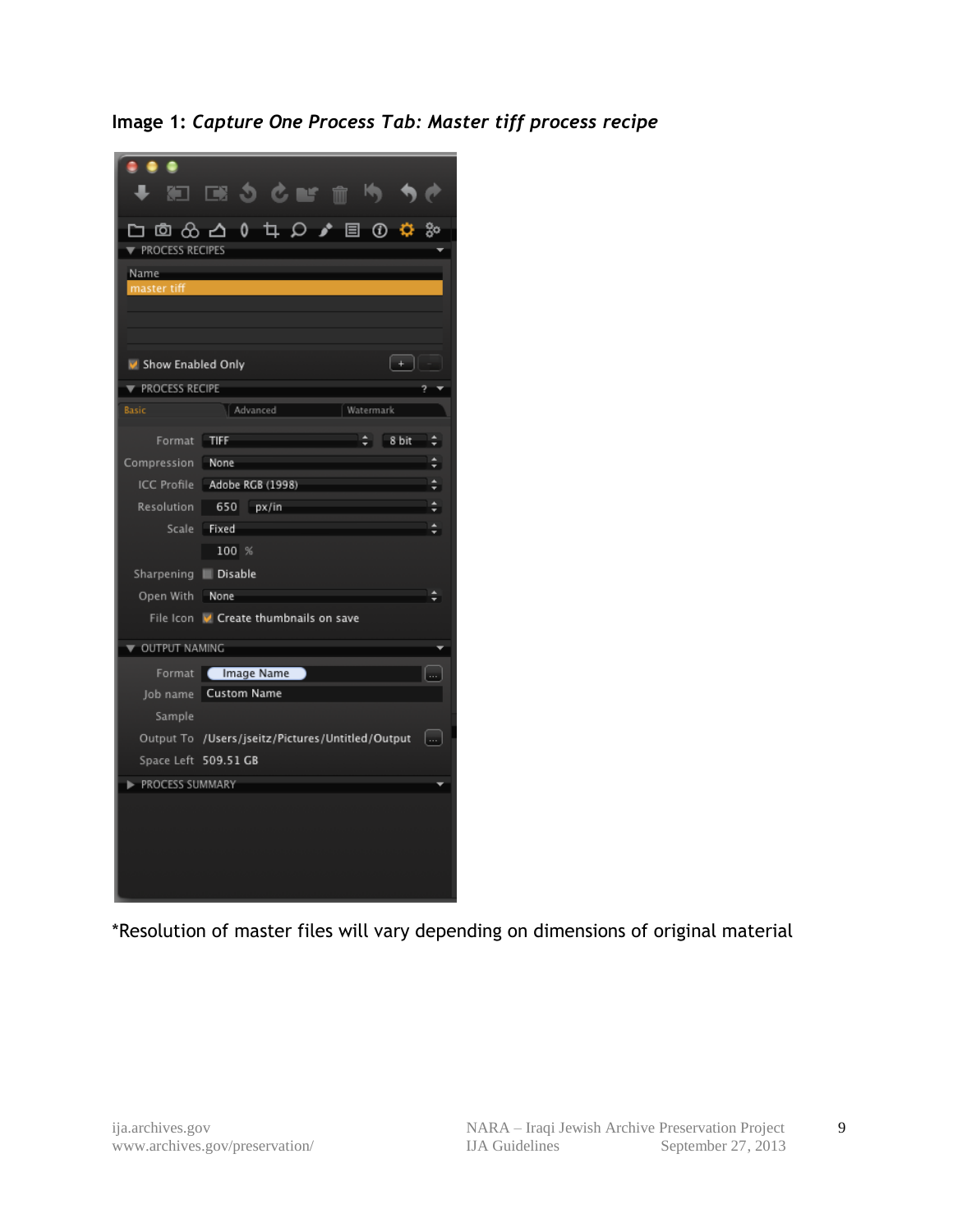Image 1: *Capture One Process Tab: Master tiff process recipe*

*Resolution of master files will vary depending on dimensions of original material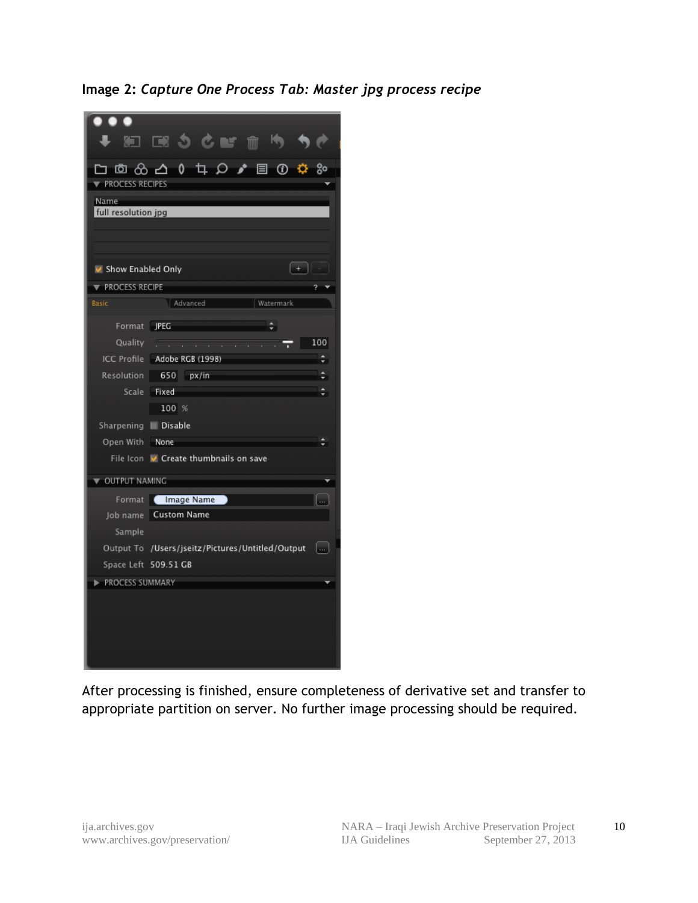Image 2: ***Capture One Process Tab: Master jpg process recipe***

After processing is finished, ensure completeness of derivative set and transfer to appropriate partition on server. No further image processing should be required.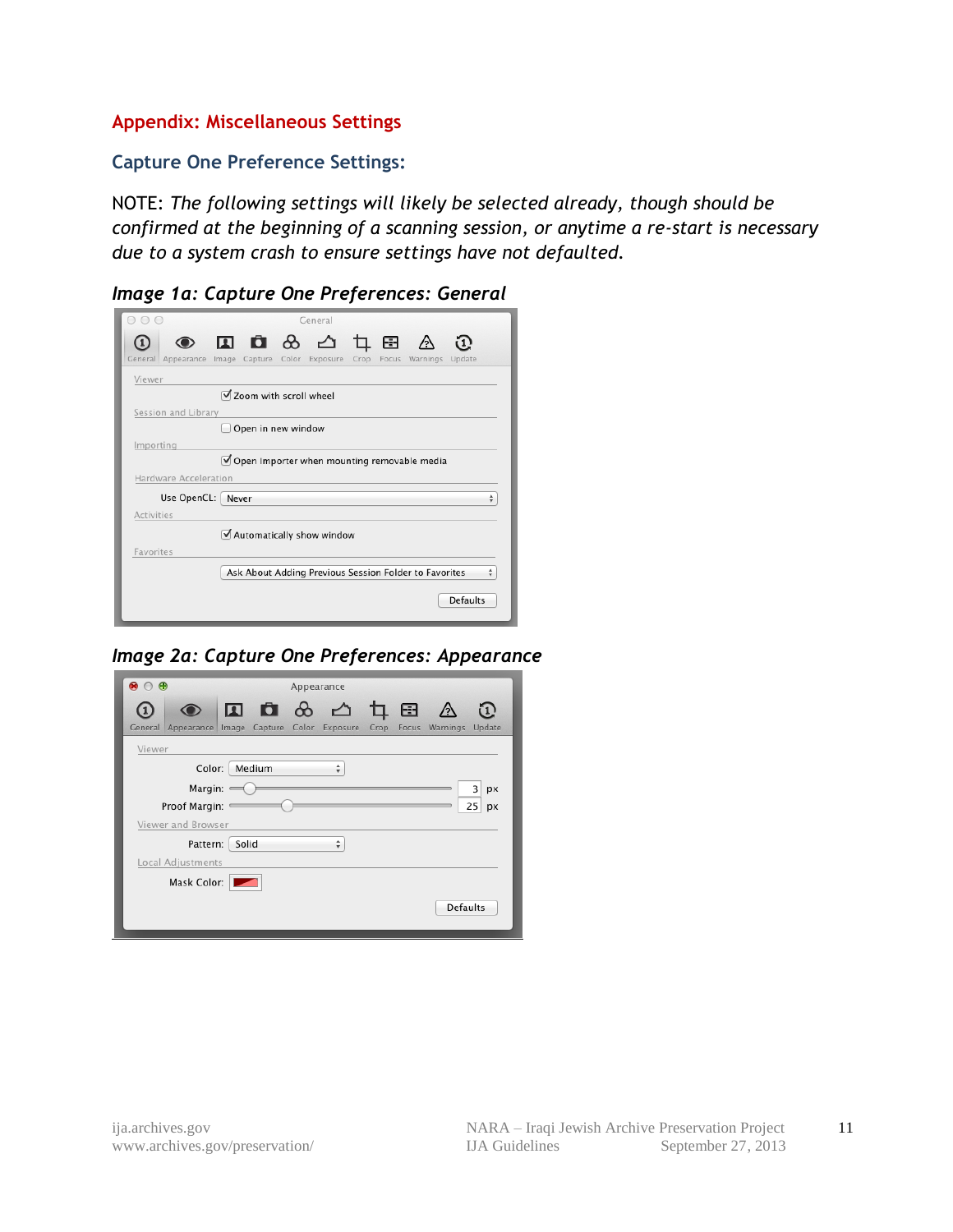## Appendix: Miscellaneous Settings

### Capture One Preference Settings:

NOTE: *The following settings will likely be selected already, though should be confirmed at the beginning of a scanning session, or anytime a re-start is necessary due to a system crash to ensure settings have not defaulted.*

***Image 1a: Capture One Preferences: General***

***Image 2a: Capture One Preferences: Appearance***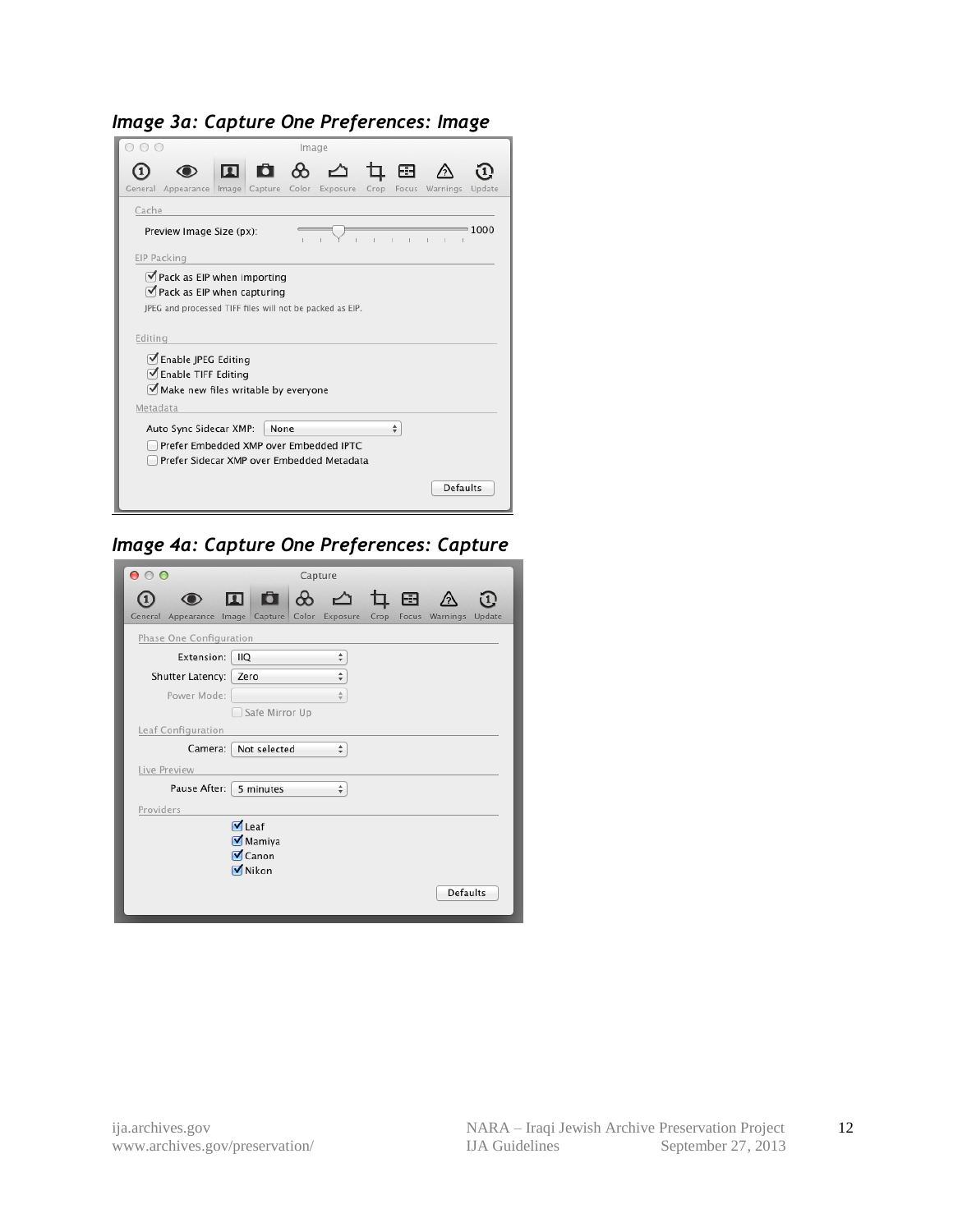*Image 3a: Capture One Preferences: Image*

Image

General | Appearance | Image | Capture | Color | Exposure | Crop | Focus | Warnings | Update

Cache

Preview Image Size (px): 1000

EIP Packing

- [x] Pack as EIP when importing
- [x] Pack as EIP when capturing

JPEG and processed TIFF files will not be packed as EIP.

Editing

- [x] Enable JPEG Editing
- [x] Enable TIFF Editing
- [x] Make new files writable by everyone

Metadata

Auto Sync Sidecar XMP: None

- [ ] Prefer Embedded XMP over Embedded IPTC
- [ ] Prefer Sidecar XMP over Embedded Metadata

Defaults

*Image 4a: Capture One Preferences: Capture*

Capture

General | Appearance | Image | Capture | Color | Exposure | Crop | Focus | Warnings | Update

Phase One Configuration

Extension: IIQ

Shutter Latency: Zero

Power Mode:

- [ ] Safe Mirror Up

Leaf Configuration

Camera: Not selected

Live Preview

Pause After: 5 minutes

Providers

- [x] Leaf
- [x] Mamiya
- [x] Canon
- [x] Nikon

Defaults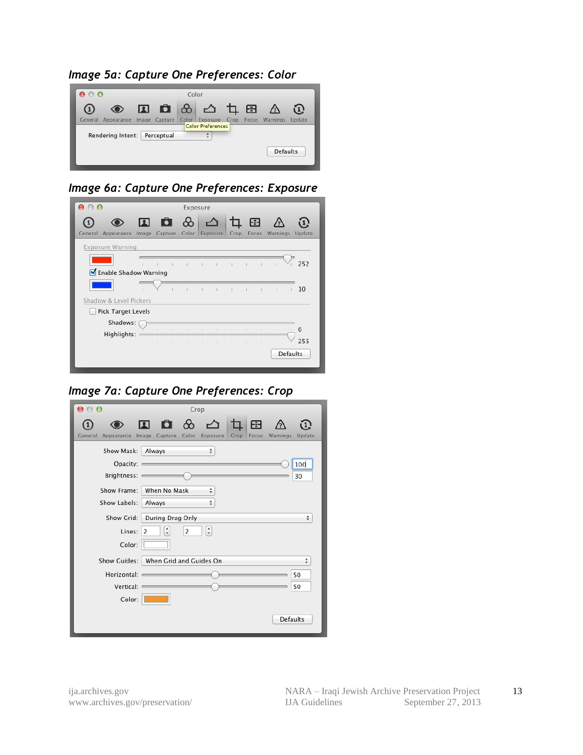### *Image 5a: Capture One Preferences: Color*

### *Image 6a: Capture One Preferences: Exposure*

### *Image 7a: Capture One Preferences: Crop*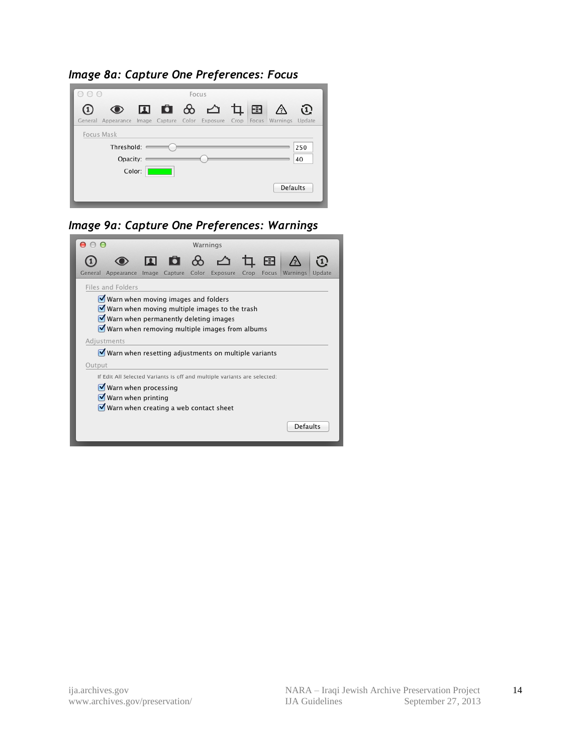### *Image 8a: Capture One Preferences: Focus*

Focus

General Appearance Image Capture Color Exposure Crop Focus Warnings Update

Focus Mask

Threshold: 250

Opacity: 40

Color:

Defaults

### *Image 9a: Capture One Preferences: Warnings*

Warnings

General Appearance Image Capture Color Exposure Crop Focus Warnings Update

Files and Folders

- ☑ Warn when moving images and folders
- ☑ Warn when moving multiple images to the trash
- ☑ Warn when permanently deleting images
- ☑ Warn when removing multiple images from albums

Adjustments

- ☑ Warn when resetting adjustments on multiple variants

Output

If Edit All Selected Variants is off and multiple variants are selected:

- ☑ Warn when processing
- ☑ Warn when printing
- ☑ Warn when creating a web contact sheet

Defaults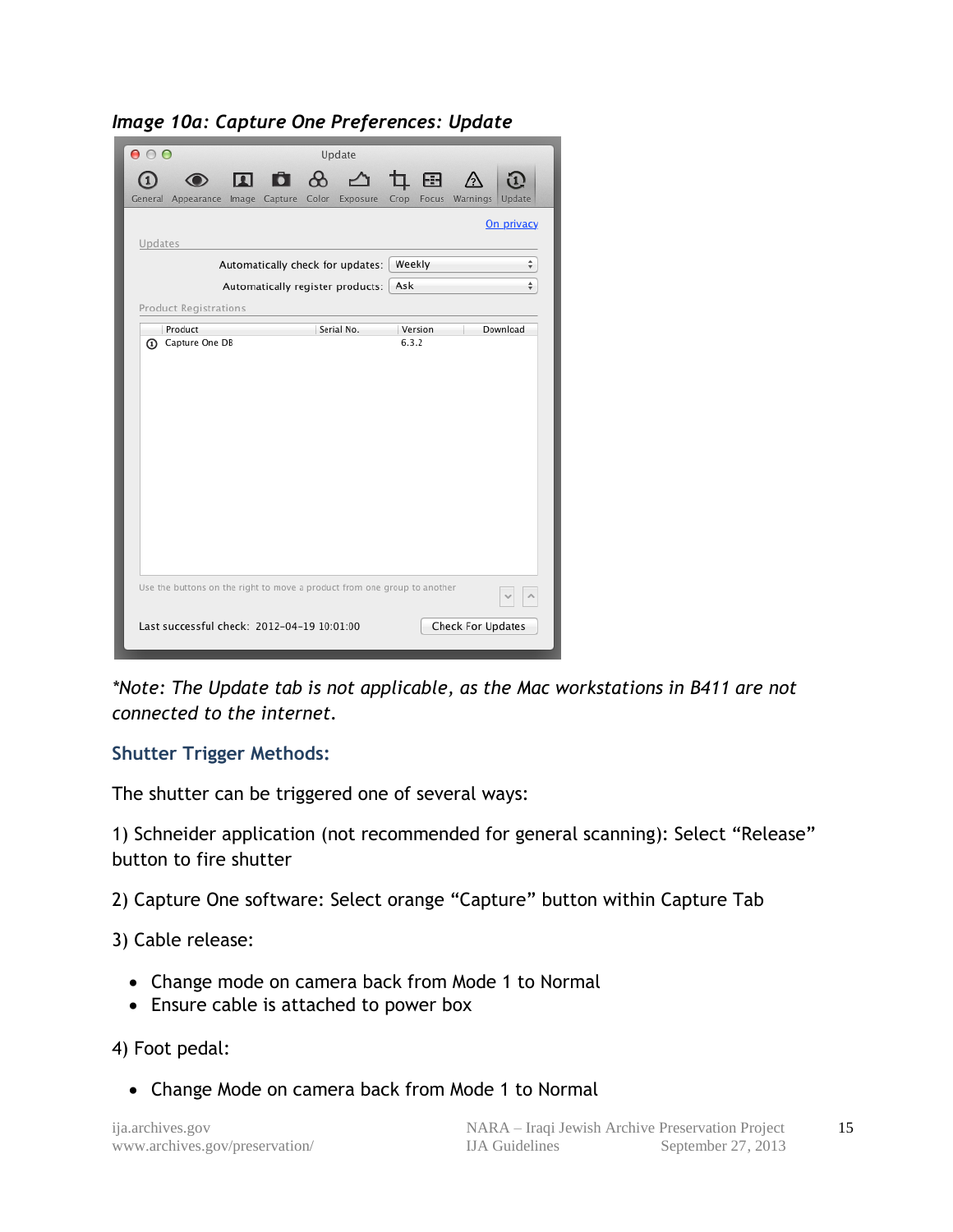***Image 10a: Capture One Preferences: Update***

*\*Note: The Update tab is not applicable, as the Mac workstations in B411 are not connected to the internet.*

## Shutter Trigger Methods:

The shutter can be triggered one of several ways:

1) Schneider application (not recommended for general scanning): Select “Release” button to fire shutter

2) Capture One software: Select orange “Capture” button within Capture Tab

3) Cable release:

- Change mode on camera back from Mode 1 to Normal
- Ensure cable is attached to power box

4) Foot pedal:

- Change Mode on camera back from Mode 1 to Normal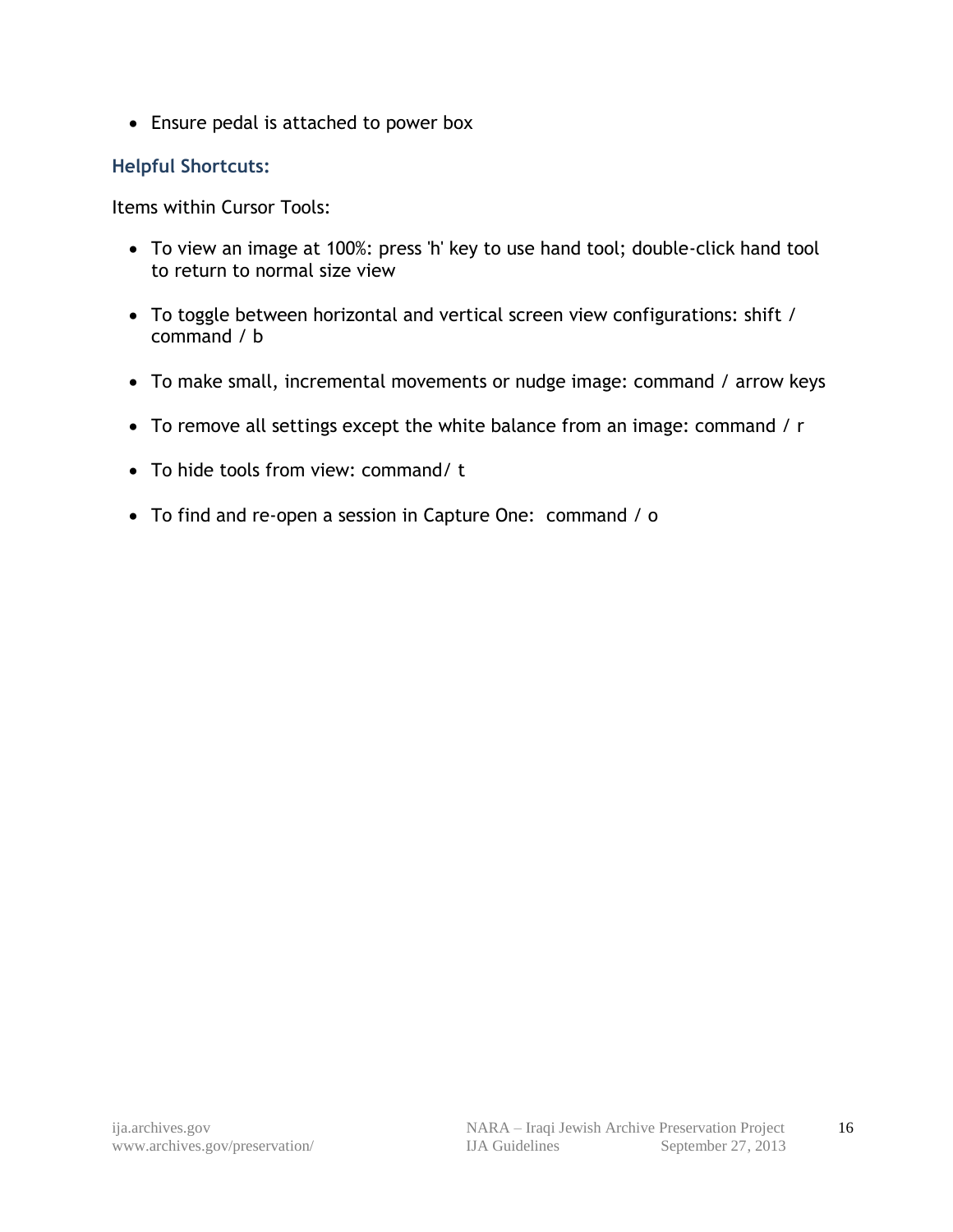- Ensure pedal is attached to power box

### Helpful Shortcuts:

Items within Cursor Tools:

- To view an image at 100%: press 'h' key to use hand tool; double-click hand tool to return to normal size view
- To toggle between horizontal and vertical screen view configurations: shift / command / b
- To make small, incremental movements or nudge image: command / arrow keys
- To remove all settings except the white balance from an image: command / r
- To hide tools from view: command/ t
- To find and re-open a session in Capture One: command / o